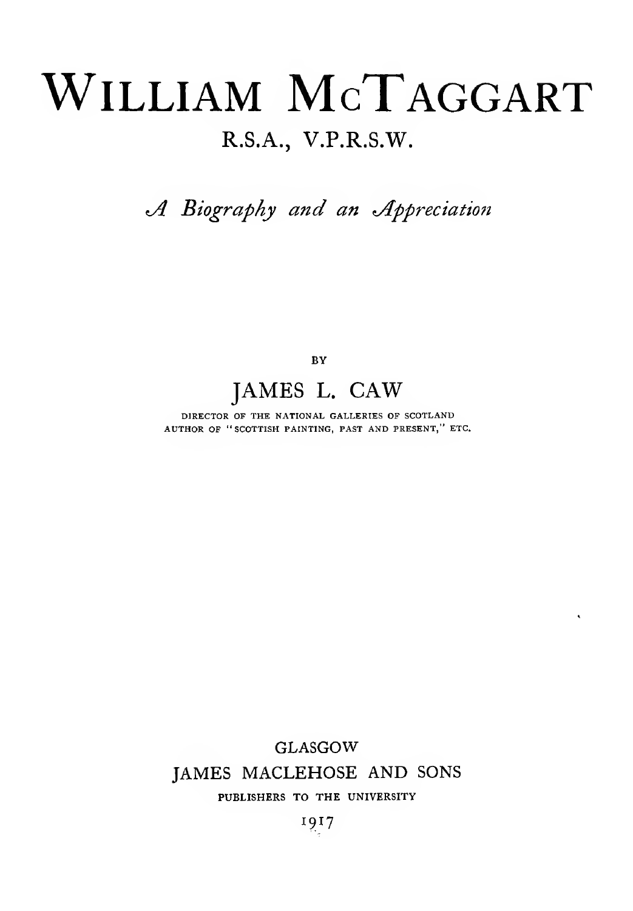# WILLIAM McTAGGART

## R.S.A., V.P.R.S.W.

*A Biography and an Appreciation*

BY

JAMES L. CAW

DIRECTOR OF THE NATIONAL GALLERIES OF SCOTLAND
AUTHOR OF "SCOTTISH PAINTING, PAST AND PRESENT," ETC.

GLASGOW
JAMES MACLEHOSE AND SONS
PUBLISHERS TO THE UNIVERSITY

1917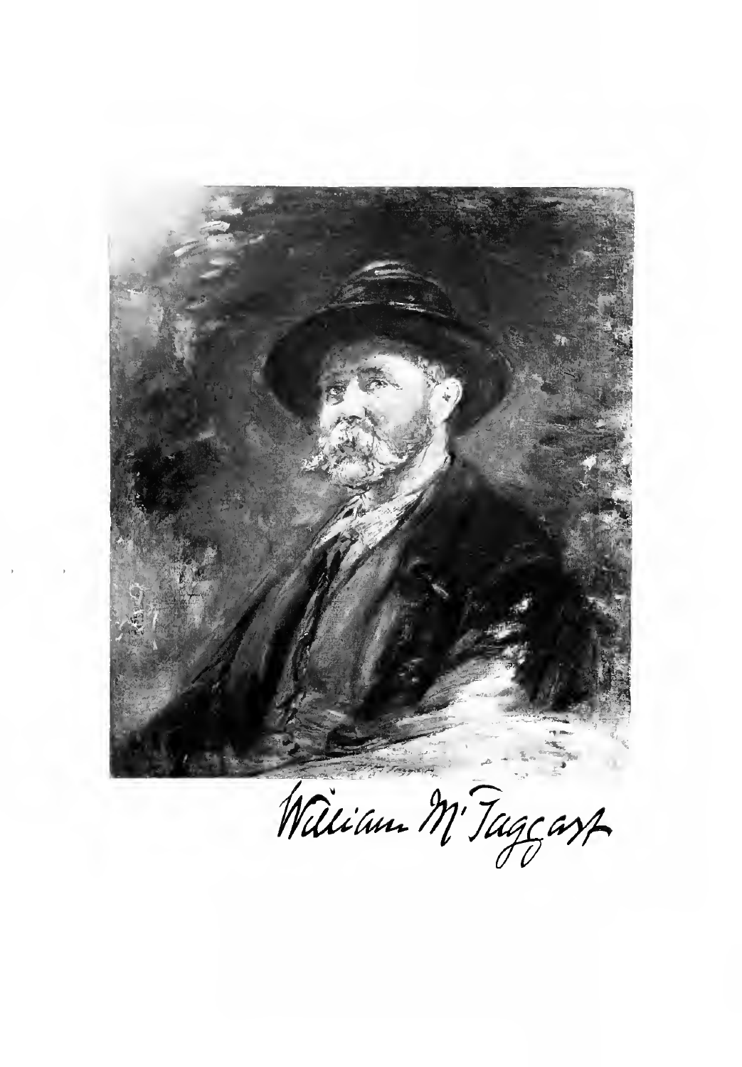William M'Taggart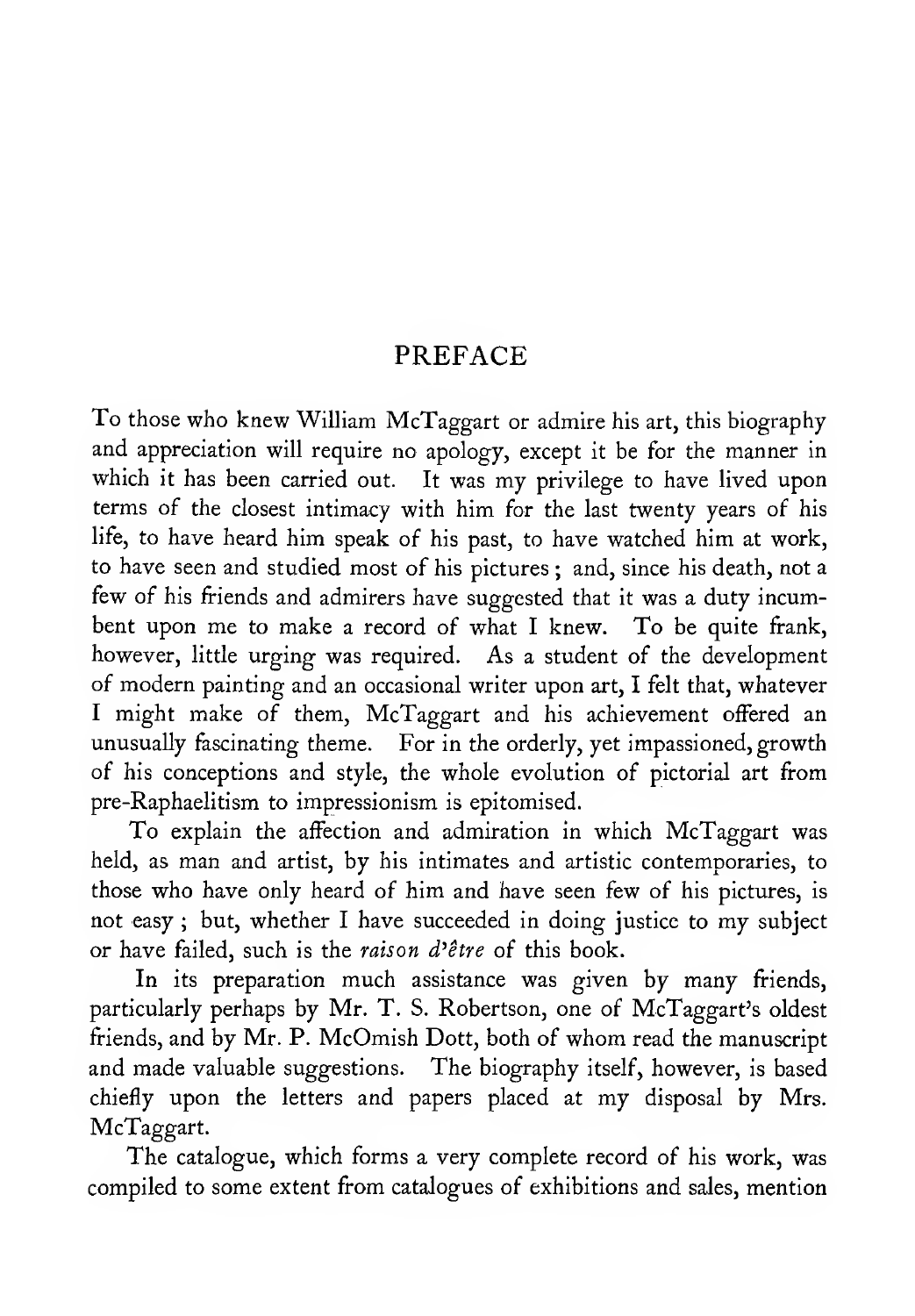# PREFACE

To those who knew William McTaggart or admire his art, this biography and appreciation will require no apology, except it be for the manner in which it has been carried out. It was my privilege to have lived upon terms of the closest intimacy with him for the last twenty years of his life, to have heard him speak of his past, to have watched him at work, to have seen and studied most of his pictures; and, since his death, not a few of his friends and admirers have suggested that it was a duty incumbent upon me to make a record of what I knew. To be quite frank, however, little urging was required. As a student of the development of modern painting and an occasional writer upon art, I felt that, whatever I might make of them, McTaggart and his achievement offered an unusually fascinating theme. For in the orderly, yet impassioned, growth of his conceptions and style, the whole evolution of pictorial art from pre-Raphaelitism to impressionism is epitomised.

To explain the affection and admiration in which McTaggart was held, as man and artist, by his intimates and artistic contemporaries, to those who have only heard of him and have seen few of his pictures, is not easy; but, whether I have succeeded in doing justice to my subject or have failed, such is the *raison d'être* of this book.

In its preparation much assistance was given by many friends, particularly perhaps by Mr. T. S. Robertson, one of McTaggart's oldest friends, and by Mr. P. McOmish Dott, both of whom read the manuscript and made valuable suggestions. The biography itself, however, is based chiefly upon the letters and papers placed at my disposal by Mrs. McTaggart.

The catalogue, which forms a very complete record of his work, was compiled to some extent from catalogues of exhibitions and sales, mention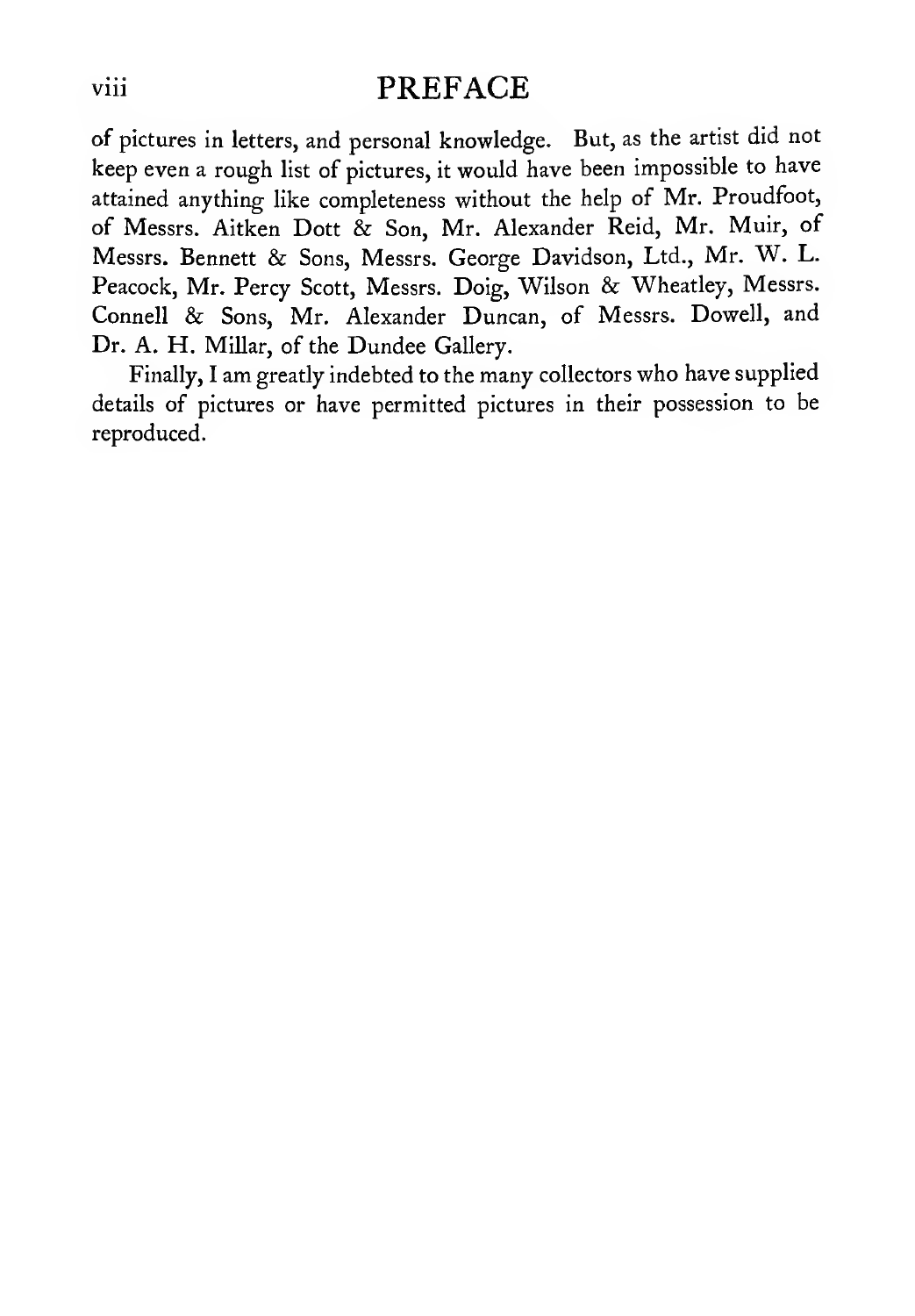of pictures in letters, and personal knowledge. But, as the artist did not keep even a rough list of pictures, it would have been impossible to have attained anything like completeness without the help of Mr. Proudfoot, of Messrs. Aitken Dott & Son, Mr. Alexander Reid, Mr. Muir, of Messrs. Bennett & Sons, Messrs. George Davidson, Ltd., Mr. W. L. Peacock, Mr. Percy Scott, Messrs. Doig, Wilson & Wheatley, Messrs. Connell & Sons, Mr. Alexander Duncan, of Messrs. Dowell, and Dr. A. H. Millar, of the Dundee Gallery.

Finally, I am greatly indebted to the many collectors who have supplied details of pictures or have permitted pictures in their possession to be reproduced.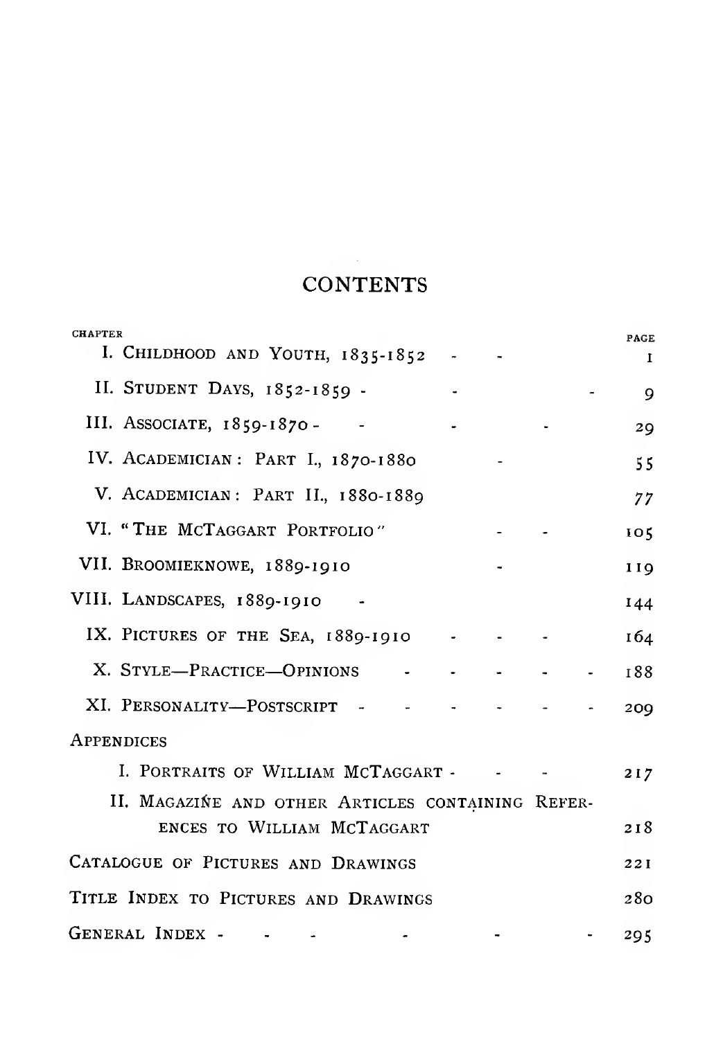# CONTENTS

| CHAPTER | PAGE |
|---|---|
| I. CHILDHOOD AND YOUTH, 1835-1852 | 1 |
| II. STUDENT DAYS, 1852-1859 | 9 |
| III. ASSOCIATE, 1859-1870 | 29 |
| IV. ACADEMICIAN: PART I., 1870-1880 | 55 |
| V. ACADEMICIAN: PART II., 1880-1889 | 77 |
| VI. "THE MCTAGGART PORTFOLIO" | 105 |
| VII. BROOMIEKNOWE, 1889-1910 | 119 |
| VIII. LANDSCAPES, 1889-1910 | 144 |
| IX. PICTURES OF THE SEA, 1889-1910 | 164 |
| X. STYLE—PRACTICE—OPINIONS | 188 |
| XI. PERSONALITY—POSTSCRIPT | 209 |
| APPENDICES | |
| I. PORTRAITS OF WILLIAM MCTAGGART | 217 |
| II. MAGAZINE AND OTHER ARTICLES CONTAINING REFERENCES TO WILLIAM MCTAGGART | 218 |
| CATALOGUE OF PICTURES AND DRAWINGS | 221 |
| TITLE INDEX TO PICTURES AND DRAWINGS | 280 |
| GENERAL INDEX | 295 |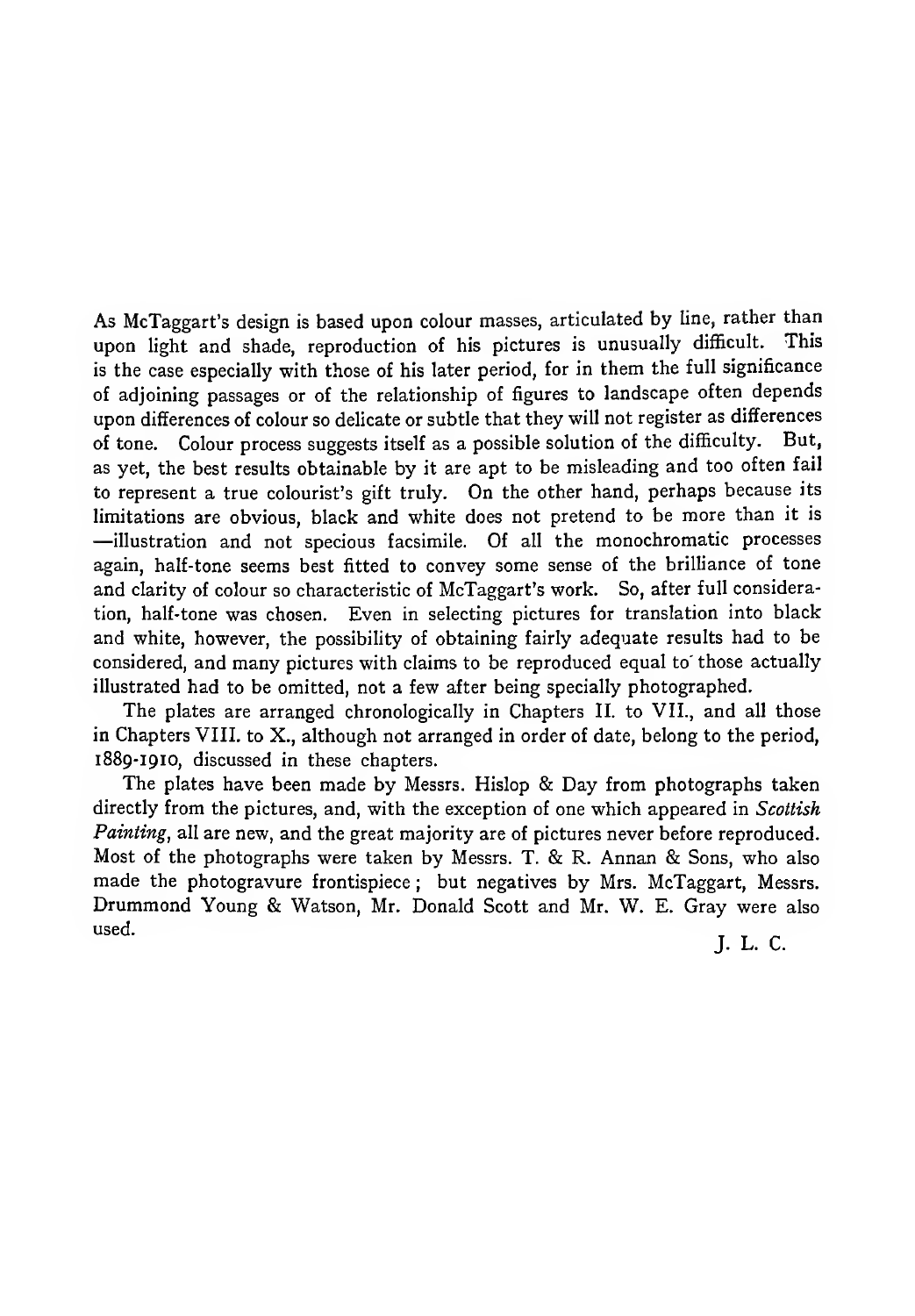As McTaggart's design is based upon colour masses, articulated by line, rather than upon light and shade, reproduction of his pictures is unusually difficult. This is the case especially with those of his later period, for in them the full significance of adjoining passages or of the relationship of figures to landscape often depends upon differences of colour so delicate or subtle that they will not register as differences of tone. Colour process suggests itself as a possible solution of the difficulty. But, as yet, the best results obtainable by it are apt to be misleading and too often fail to represent a true colourist's gift truly. On the other hand, perhaps because its limitations are obvious, black and white does not pretend to be more than it is —illustration and not specious facsimile. Of all the monochromatic processes again, half-tone seems best fitted to convey some sense of the brilliance of tone and clarity of colour so characteristic of McTaggart's work. So, after full consideration, half-tone was chosen. Even in selecting pictures for translation into black and white, however, the possibility of obtaining fairly adequate results had to be considered, and many pictures with claims to be reproduced equal to those actually illustrated had to be omitted, not a few after being specially photographed.

The plates are arranged chronologically in Chapters II. to VII., and all those in Chapters VIII. to X., although not arranged in order of date, belong to the period, 1889-1910, discussed in these chapters.

The plates have been made by Messrs. Hislop & Day from photographs taken directly from the pictures, and, with the exception of one which appeared in *Scottish Painting*, all are new, and the great majority are of pictures never before reproduced. Most of the photographs were taken by Messrs. T. & R. Annan & Sons, who also made the photogravure frontispiece; but negatives by Mrs. McTaggart, Messrs. Drummond Young & Watson, Mr. Donald Scott and Mr. W. E. Gray were also used.

J. L. C.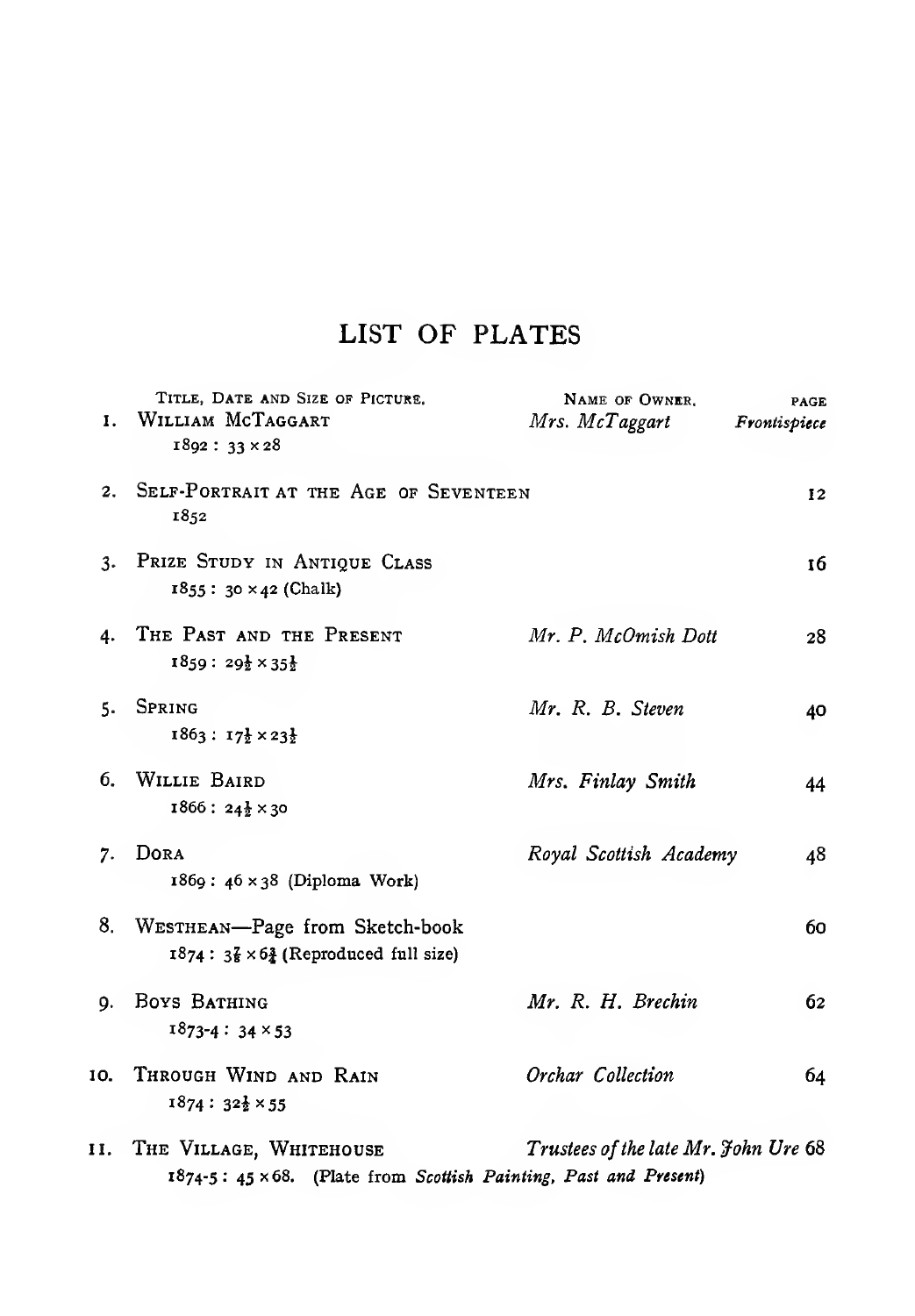# LIST OF PLATES

| | Title, Date and Size of Picture. | Name of Owner. | Page |
|---|---|---|---|
| 1. | William McTaggart<br>1892 : 33 × 28 | *Mrs. McTaggart* | *Frontispiece* |
| 2. | Self-Portrait at the Age of Seventeen<br>1852 | | 12 |
| 3. | Prize Study in Antique Class<br>1855 : 30 × 42 (Chalk) | | 16 |
| 4. | The Past and the Present<br>1859 : 29½ × 35½ | *Mr. P. McOmish Dott* | 28 |
| 5. | Spring<br>1863 : 17½ × 23½ | *Mr. R. B. Steven* | 40 |
| 6. | Willie Baird<br>1866 : 24½ × 30 | *Mrs. Finlay Smith* | 44 |
| 7. | Dora<br>1869 : 46 × 38 (Diploma Work) | *Royal Scottish Academy* | 48 |
| 8. | Westhean—Page from Sketch-book<br>1874 : 3⅞ × 6¾ (Reproduced full size) | | 60 |
| 9. | Boys Bathing<br>1873-4 : 34 × 53 | *Mr. R. H. Brechin* | 62 |
| 10. | Through Wind and Rain<br>1874 : 32½ × 55 | *Orchar Collection* | 64 |
| 11. | The Village, Whitehouse<br>1874-5 : 45 × 68. (Plate from *Scottish Painting, Past and Present*) | *Trustees of the late Mr. John Ure* | 68 |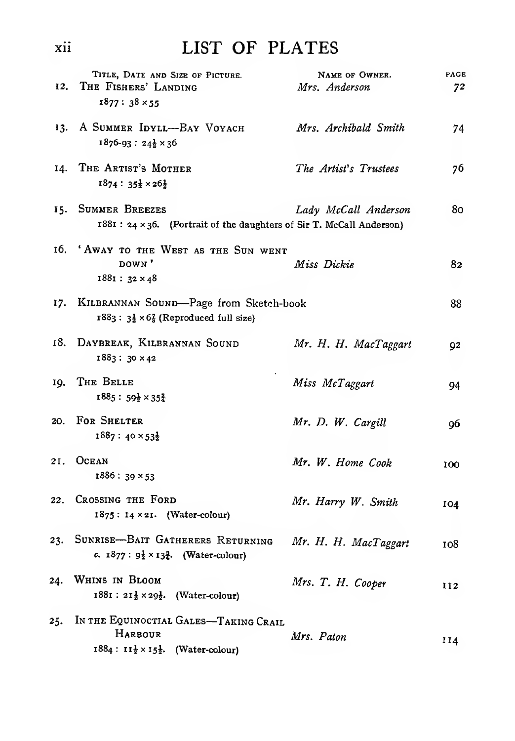# LIST OF PLATES

| | Title, Date and Size of Picture. | Name of Owner. | Page |
|---|---|---|---|
| 12. | The Fishers' Landing<br>1877 : 38 × 55 | *Mrs. Anderson* | 72 |
| 13. | A Summer Idyll—Bay Voyach<br>1876-93 : 24½ × 36 | *Mrs. Archibald Smith* | 74 |
| 14. | The Artist's Mother<br>1874 : 35½ × 26½ | *The Artist's Trustees* | 76 |
| 15. | Summer Breezes<br>1881 : 24 × 36. (Portrait of the daughters of Sir T. McCall Anderson) | *Lady McCall Anderson* | 80 |
| 16. | 'Away to the West as the Sun went down'<br>1881 : 32 × 48 | *Miss Dickie* | 82 |
| 17. | Kilbrannan Sound—Page from Sketch-book<br>1883 : 3½ × 6⅞ (Reproduced full size) | | 88 |
| 18. | Daybreak, Kilbrannan Sound<br>1883 : 30 × 42 | *Mr. H. H. MacTaggart* | 92 |
| 19. | The Belle<br>1885 : 59½ × 35¾ | *Miss McTaggart* | 94 |
| 20. | For Shelter<br>1887 : 40 × 53½ | *Mr. D. W. Cargill* | 96 |
| 21. | Ocean<br>1886 : 39 × 53 | *Mr. W. Home Cook* | 100 |
| 22. | Crossing the Ford<br>1875 : 14 × 21. (Water-colour) | *Mr. Harry W. Smith* | 104 |
| 23. | Sunrise—Bait Gatherers Returning<br>*c.* 1877 : 9½ × 13¾. (Water-colour) | *Mr. H. H. MacTaggart* | 108 |
| 24. | Whins in Bloom<br>1881 : 21½ × 29½. (Water-colour) | *Mrs. T. H. Cooper* | 112 |
| 25. | In the Equinoctial Gales—Taking Crail Harbour<br>1884 : 11½ × 15½. (Water-colour) | *Mrs. Paton* | 114 |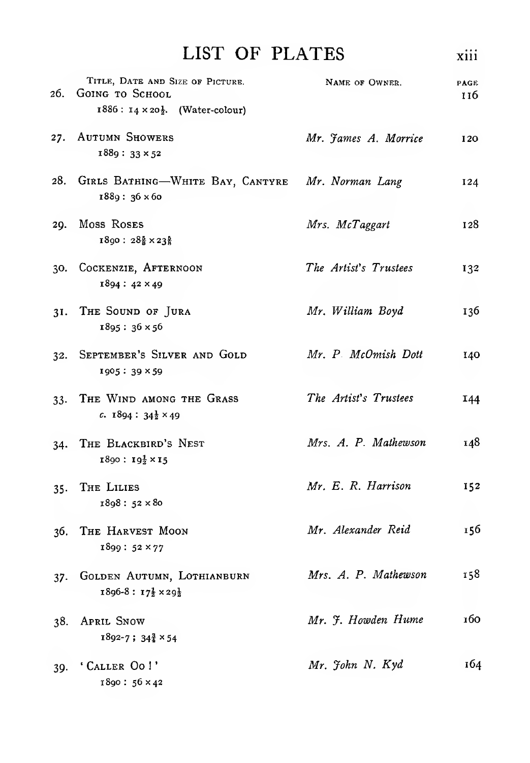# LIST OF PLATES

| | Title, Date and Size of Picture. | Name of Owner. | Page |
|---|---|---|---|
| 26. | Going to School<br>1886 : 14 × 20½. (Water-colour) | | 116 |
| 27. | Autumn Showers<br>1889 : 33 × 52 | *Mr. James A. Morrice* | 120 |
| 28. | Girls Bathing—White Bay, Cantyre<br>1889 : 36 × 60 | *Mr. Norman Lang* | 124 |
| 29. | Moss Roses<br>1890 : 28⅝ × 23⅝ | *Mrs. McTaggart* | 128 |
| 30. | Cockenzie, Afternoon<br>1894 : 42 × 49 | *The Artist's Trustees* | 132 |
| 31. | The Sound of Jura<br>1895 : 36 × 56 | *Mr. William Boyd* | 136 |
| 32. | September's Silver and Gold<br>1905 : 39 × 59 | *Mr. P. McOmish Dott* | 140 |
| 33. | The Wind among the Grass<br>*c.* 1894 : 34½ × 49 | *The Artist's Trustees* | 144 |
| 34. | The Blackbird's Nest<br>1890 : 19½ × 15 | *Mrs. A. P. Mathewson* | 148 |
| 35. | The Lilies<br>1898 : 52 × 80 | *Mr. E. R. Harrison* | 152 |
| 36. | The Harvest Moon<br>1899 : 52 × 77 | *Mr. Alexander Reid* | 156 |
| 37. | Golden Autumn, Lothianburn<br>1896-8 : 17½ × 29½ | *Mrs. A. P. Mathewson* | 158 |
| 38. | April Snow<br>1892-7 ; 34¾ × 54 | *Mr. J. Howden Hume* | 160 |
| 39. | 'Caller Oo !'<br>1890 : 56 × 42 | *Mr. John N. Kyd* | 164 |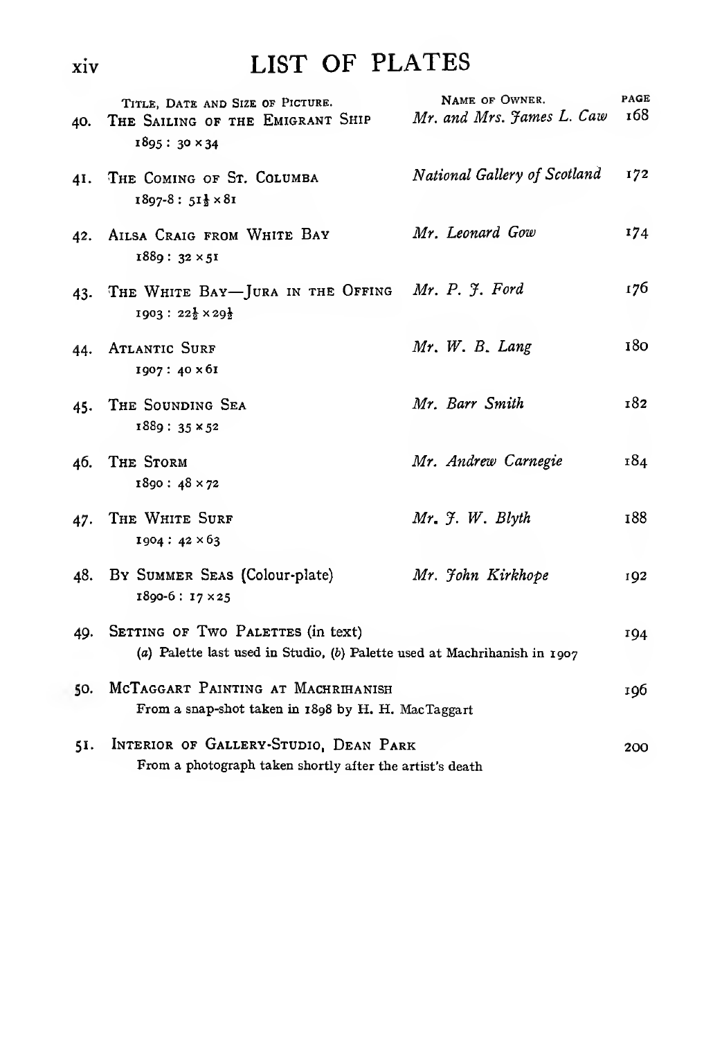# LIST OF PLATES

| | Title, Date and Size of Picture. | Name of Owner. | Page |
|---|---|---|---|
| 40. | The Sailing of the Emigrant Ship<br>1895 : 30 × 34 | *Mr. and Mrs. James L. Caw* | 168 |
| 41. | The Coming of St. Columba<br>1897-8 : 51½ × 81 | *National Gallery of Scotland* | 172 |
| 42. | Ailsa Craig from White Bay<br>1889 : 32 × 51 | *Mr. Leonard Gow* | 174 |
| 43. | The White Bay—Jura in the Offing<br>1903 : 22½ × 29½ | *Mr. P. J. Ford* | 176 |
| 44. | Atlantic Surf<br>1907 : 40 × 61 | *Mr. W. B. Lang* | 180 |
| 45. | The Sounding Sea<br>1889 : 35 × 52 | *Mr. Barr Smith* | 182 |
| 46. | The Storm<br>1890 : 48 × 72 | *Mr. Andrew Carnegie* | 184 |
| 47. | The White Surf<br>1904 : 42 × 63 | *Mr. J. W. Blyth* | 188 |
| 48. | By Summer Seas (Colour-plate)<br>1890-6 : 17 × 25 | *Mr. John Kirkhope* | 192 |
| 49. | Setting of Two Palettes (in text)<br>(*a*) Palette last used in Studio, (*b*) Palette used at Machrihanish in 1907 | | 194 |
| 50. | McTaggart Painting at Machrihanish<br>From a snap-shot taken in 1898 by H. H. MacTaggart | | 196 |
| 51. | Interior of Gallery-Studio, Dean Park<br>From a photograph taken shortly after the artist's death | | 200 |